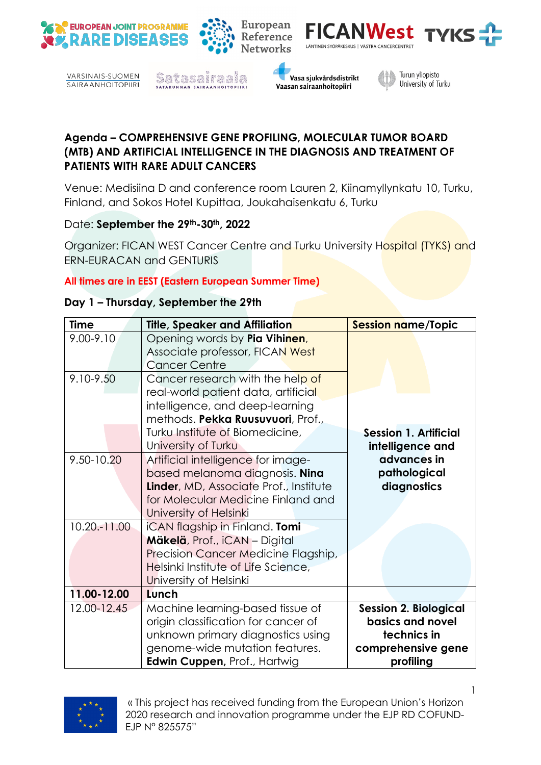# Agenda – COMPREHENSIVE GENE PROFILING, MOLECULAR TUMOR BOARD (MTB) AND ARTIFICIAL INTELLIGENCE IN THE DIAGNOSIS AND TREATMENT OF PATIENTS WITH RARE ADULT CANCERS

Venue: Medisiina D and conference room Lauren 2, Kiinamyllynkatu 10, Turku, Finland, and Sokos Hotel Kupittaa, Joukahaisenkatu 6, Turku

Date: **September the 29th-30th, 2022**

Organizer: FICAN WEST Cancer Centre and Turku University Hospital (TYKS) and ERN-EURACAN and GENTURIS

**All times are in EEST (Eastern European Summer Time)**

## Day 1 – Thursday, September the 29th

| Time | Title, Speaker and Affiliation | Session name/Topic |
|---|---|---|
| 9.00-9.10 | Opening words by **Pia Vihinen**, Associate professor, FICAN West Cancer Centre | **Session 1. Artificial intelligence and advances in pathological diagnostics** |
| 9.10-9.50 | Cancer research with the help of real-world patient data, artificial intelligence, and deep-learning methods. **Pekka Ruusuvuori**, Prof., Turku Institute of Biomedicine, University of Turku | |
| 9.50-10.20 | Artificial intelligence for image-based melanoma diagnosis. **Nina Linder**, MD, Associate Prof., Institute for Molecular Medicine Finland and University of Helsinki | |
| 10.20.-11.00 | iCAN flagship in Finland. **Tomi Mäkelä**, Prof., iCAN – Digital Precision Cancer Medicine Flagship, Helsinki Institute of Life Science, University of Helsinki | |
| **11.00-12.00** | **Lunch** | |
| 12.00-12.45 | Machine learning-based tissue of origin classification for cancer of unknown primary diagnostics using genome-wide mutation features. **Edwin Cuppen**, Prof., Hartwig | **Session 2. Biological basics and novel technics in comprehensive gene profiling** |

« This project has received funding from the European Union's Horizon 2020 research and innovation programme under the EJP RD COFUND-EJP N° 825575"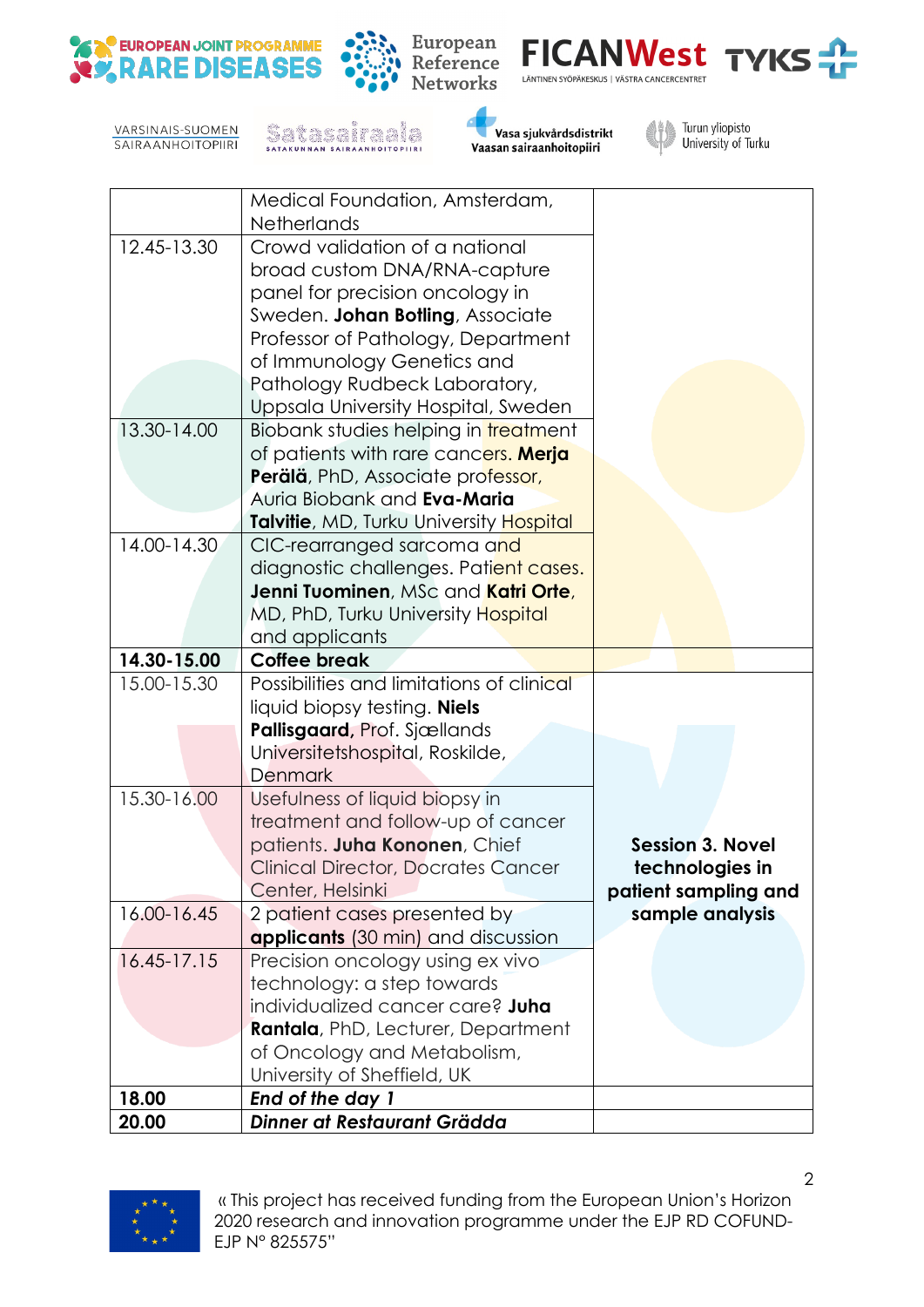| | Medical Foundation, Amsterdam, Netherlands | |
|---|---|---|
| 12.45-13.30 | Crowd validation of a national broad custom DNA/RNA-capture panel for precision oncology in Sweden. **Johan Botling**, Associate Professor of Pathology, Department of Immunology Genetics and Pathology Rudbeck Laboratory, Uppsala University Hospital, Sweden | |
| 13.30-14.00 | Biobank studies helping in treatment of patients with rare cancers. **Merja Perälä**, PhD, Associate professor, Auria Biobank and **Eva-Maria Talvitie**, MD, Turku University Hospital | |
| 14.00-14.30 | CIC-rearranged sarcoma and diagnostic challenges. Patient cases. **Jenni Tuominen**, MSc and **Katri Orte**, MD, PhD, Turku University Hospital and applicants | |
| **14.30-15.00** | **Coffee break** | |
| 15.00-15.30 | Possibilities and limitations of clinical liquid biopsy testing. **Niels Pallisgaard,** Prof. Sjællands Universitetshospital, Roskilde, Denmark | **Session 3. Novel technologies in patient sampling and sample analysis** |
| 15.30-16.00 | Usefulness of liquid biopsy in treatment and follow-up of cancer patients. **Juha Kononen**, Chief Clinical Director, Docrates Cancer Center, Helsinki | |
| 16.00-16.45 | 2 patient cases presented by **applicants** (30 min) and discussion | |
| 16.45-17.15 | Precision oncology using ex vivo technology: a step towards individualized cancer care? **Juha Rantala**, PhD, Lecturer, Department of Oncology and Metabolism, University of Sheffield, UK | |
| **18.00** | ***End of the day 1*** | |
| **20.00** | ***Dinner at Restaurant Grädda*** | |

« This project has received funding from the European Union's Horizon 2020 research and innovation programme under the EJP RD COFUND-EJP N° 825575"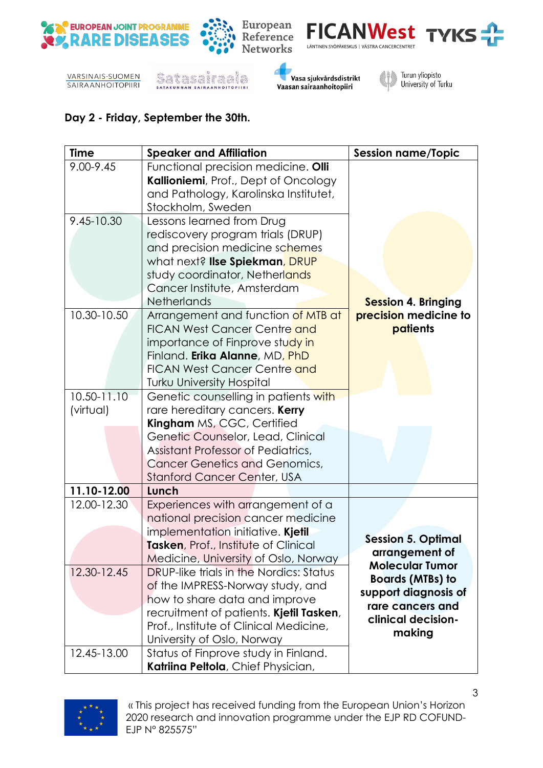**Day 2 - Friday, September the 30th.**

| Time | Speaker and Affiliation | Session name/Topic |
|---|---|---|
| 9.00-9.45 | Functional precision medicine. **Olli Kallioniemi**, Prof., Dept of Oncology and Pathology, Karolinska Institutet, Stockholm, Sweden | **Session 4. Bringing precision medicine to patients** |
| 9.45-10.30 | Lessons learned from Drug rediscovery program trials (DRUP) and precision medicine schemes what next? **Ilse Spiekman**, DRUP study coordinator, Netherlands Cancer Institute, Amsterdam Netherlands | |
| 10.30-10.50 | Arrangement and function of MTB at FICAN West Cancer Centre and importance of Finprove study in Finland. **Erika Alanne**, MD, PhD FICAN West Cancer Centre and Turku University Hospital | |
| 10.50-11.10 (virtual) | Genetic counselling in patients with rare hereditary cancers. **Kerry Kingham** MS, CGC, Certified Genetic Counselor, Lead, Clinical Assistant Professor of Pediatrics, Cancer Genetics and Genomics, Stanford Cancer Center, USA | |
| **11.10-12.00** | **Lunch** | |
| 12.00-12.30 | Experiences with arrangement of a national precision cancer medicine implementation initiative. **Kjetil Tasken**, Prof., Institute of Clinical Medicine, University of Oslo, Norway | **Session 5. Optimal arrangement of Molecular Tumor Boards (MTBs) to support diagnosis of rare cancers and clinical decision-making** |
| 12.30-12.45 | DRUP-like trials in the Nordics: Status of the IMPRESS-Norway study, and how to share data and improve recruitment of patients. **Kjetil Tasken**, Prof., Institute of Clinical Medicine, University of Oslo, Norway | |
| 12.45-13.00 | Status of Finprove study in Finland. **Katriina Peltola**, Chief Physician, | |

« This project has received funding from the European Union's Horizon 2020 research and innovation programme under the EJP RD COFUND-EJP N° 825575"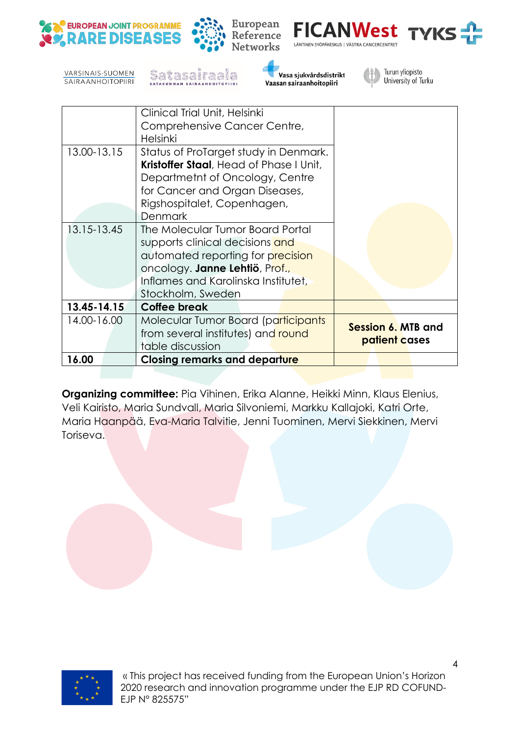| | | |
|---|---|---|
| | Clinical Trial Unit, Helsinki Comprehensive Cancer Centre, Helsinki | |
| 13.00-13.15 | Status of ProTarget study in Denmark. **Kristoffer Staal**, Head of Phase I Unit, Departmetnt of Oncology, Centre for Cancer and Organ Diseases, Rigshospitalet, Copenhagen, Denmark | |
| 13.15-13.45 | The Molecular Tumor Board Portal supports clinical decisions and automated reporting for precision oncology. **Janne Lehtiö**, Prof., Inflames and Karolinska Institutet, Stockholm, Sweden | |
| **13.45-14.15** | **Coffee break** | |
| 14.00-16.00 | Molecular Tumor Board (participants from several institutes) and round table discussion | **Session 6. MTB and patient cases** |
| **16.00** | **Closing remarks and departure** | |

**Organizing committee:** Pia Vihinen, Erika Alanne, Heikki Minn, Klaus Elenius, Veli Kairisto, Maria Sundvall, Maria Silvoniemi, Markku Kallajoki, Katri Orte, Maria Haanpää, Eva-Maria Talvitie, Jenni Tuominen, Mervi Siekkinen, Mervi Toriseva.

« This project has received funding from the European Union's Horizon 2020 research and innovation programme under the EJP RD COFUND-EJP N° 825575"